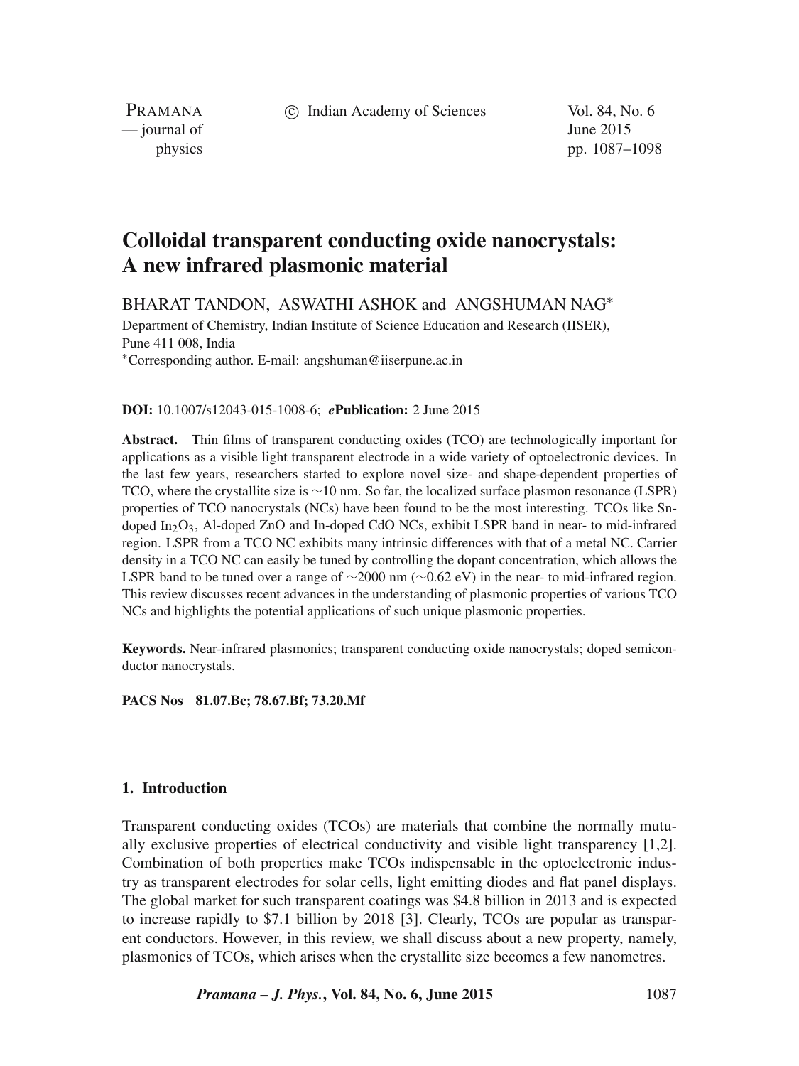# Colloidal transparent conducting oxide nanocrystals: A new infrared plasmonic material

BHARAT TANDON, ASWATHI ASHOK and ANGSHUMAN NAG*

Department of Chemistry, Indian Institute of Science Education and Research (IISER), Pune 411 008, India

*Corresponding author. E-mail: angshuman@iiserpune.ac.in

**DOI:** 10.1007/s12043-015-1008-6; ***e*Publication:** 2 June 2015

**Abstract.** Thin films of transparent conducting oxides (TCO) are technologically important for applications as a visible light transparent electrode in a wide variety of optoelectronic devices. In the last few years, researchers started to explore novel size- and shape-dependent properties of TCO, where the crystallite size is ∼10 nm. So far, the localized surface plasmon resonance (LSPR) properties of TCO nanocrystals (NCs) have been found to be the most interesting. TCOs like Sn-doped $In_2O_3$, Al-doped ZnO and In-doped CdO NCs, exhibit LSPR band in near- to mid-infrared region. LSPR from a TCO NC exhibits many intrinsic differences with that of a metal NC. Carrier density in a TCO NC can easily be tuned by controlling the dopant concentration, which allows the LSPR band to be tuned over a range of ∼2000 nm (∼0.62 eV) in the near- to mid-infrared region. This review discusses recent advances in the understanding of plasmonic properties of various TCO NCs and highlights the potential applications of such unique plasmonic properties.

**Keywords.** Near-infrared plasmonics; transparent conducting oxide nanocrystals; doped semiconductor nanocrystals.

**PACS Nos** 81.07.Bc; 78.67.Bf; 73.20.Mf

## 1. Introduction

Transparent conducting oxides (TCOs) are materials that combine the normally mutually exclusive properties of electrical conductivity and visible light transparency [1,2]. Combination of both properties make TCOs indispensable in the optoelectronic industry as transparent electrodes for solar cells, light emitting diodes and flat panel displays. The global market for such transparent coatings was \$4.8 billion in 2013 and is expected to increase rapidly to \$7.1 billion by 2018 [3]. Clearly, TCOs are popular as transparent conductors. However, in this review, we shall discuss about a new property, namely, plasmonics of TCOs, which arises when the crystallite size becomes a few nanometres.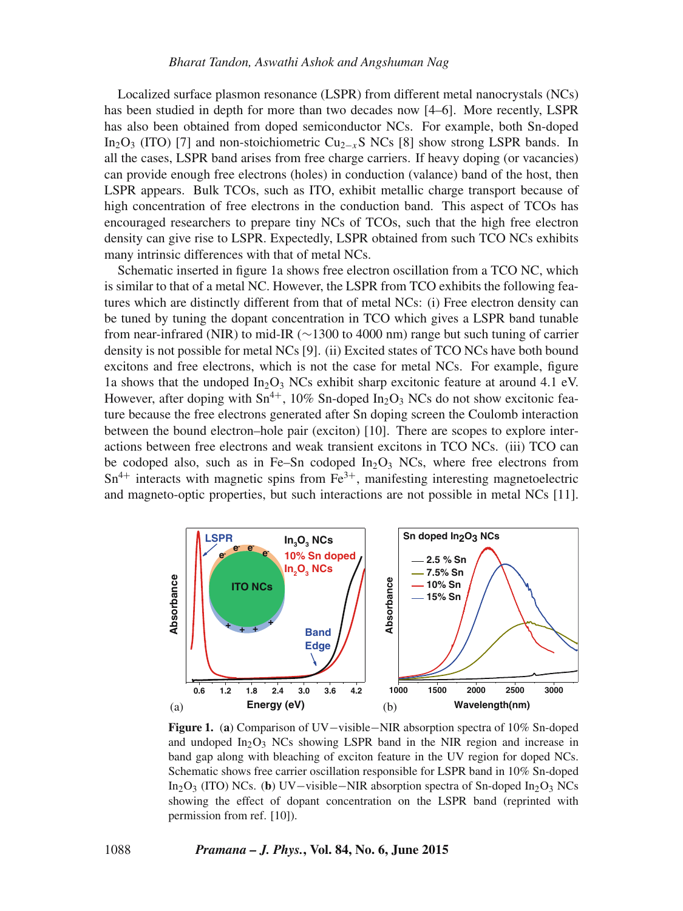Localized surface plasmon resonance (LSPR) from different metal nanocrystals (NCs) has been studied in depth for more than two decades now [4–6]. More recently, LSPR has also been obtained from doped semiconductor NCs. For example, both Sn-doped $In_2O_3$ (ITO) [7] and non-stoichiometric $Cu_{2-x}S$ NCs [8] show strong LSPR bands. In all the cases, LSPR band arises from free charge carriers. If heavy doping (or vacancies) can provide enough free electrons (holes) in conduction (valance) band of the host, then LSPR appears. Bulk TCOs, such as ITO, exhibit metallic charge transport because of high concentration of free electrons in the conduction band. This aspect of TCOs has encouraged researchers to prepare tiny NCs of TCOs, such that the high free electron density can give rise to LSPR. Expectedly, LSPR obtained from such TCO NCs exhibits many intrinsic differences with that of metal NCs.

Schematic inserted in figure 1a shows free electron oscillation from a TCO NC, which is similar to that of a metal NC. However, the LSPR from TCO exhibits the following features which are distinctly different from that of metal NCs: (i) Free electron density can be tuned by tuning the dopant concentration in TCO which gives a LSPR band tunable from near-infrared (NIR) to mid-IR (∼1300 to 4000 nm) range but such tuning of carrier density is not possible for metal NCs [9]. (ii) Excited states of TCO NCs have both bound excitons and free electrons, which is not the case for metal NCs. For example, figure 1a shows that the undoped $In_2O_3$ NCs exhibit sharp excitonic feature at around 4.1 eV. However, after doping with $Sn^{4+}$, 10% Sn-doped $In_2O_3$ NCs do not show excitonic feature because the free electrons generated after Sn doping screen the Coulomb interaction between the bound electron–hole pair (exciton) [10]. There are scopes to explore interactions between free electrons and weak transient excitons in TCO NCs. (iii) TCO can be codoped also, such as in Fe–Sn codoped $In_2O_3$ NCs, where free electrons from $Sn^{4+}$ interacts with magnetic spins from $Fe^{3+}$, manifesting interesting magnetoelectric and magneto-optic properties, but such interactions are not possible in metal NCs [11].

**Figure 1.** (**a**) Comparison of UV−visible−NIR absorption spectra of 10% Sn-doped and undoped $In_2O_3$ NCs showing LSPR band in the NIR region and increase in band gap along with bleaching of exciton feature in the UV region for doped NCs. Schematic shows free carrier oscillation responsible for LSPR band in 10% Sn-doped $In_2O_3$ (ITO) NCs. (**b**) UV−visible−NIR absorption spectra of Sn-doped $In_2O_3$ NCs showing the effect of dopant concentration on the LSPR band (reprinted with permission from ref. [10]).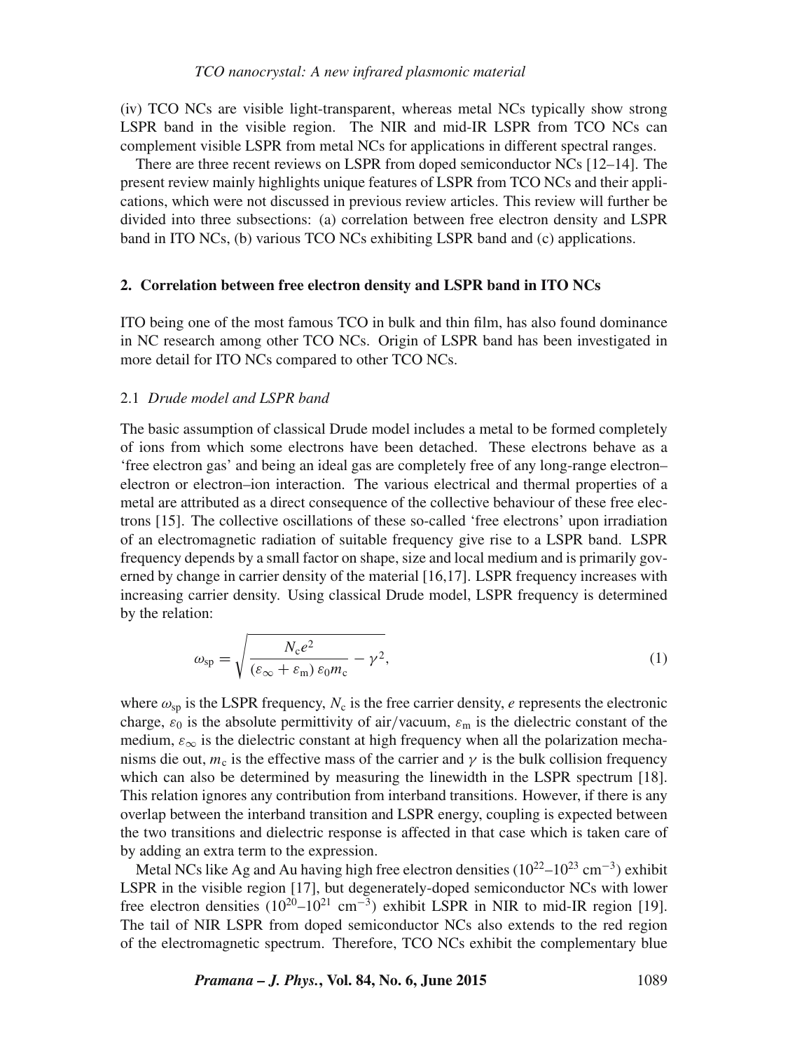(iv) TCO NCs are visible light-transparent, whereas metal NCs typically show strong LSPR band in the visible region. The NIR and mid-IR LSPR from TCO NCs can complement visible LSPR from metal NCs for applications in different spectral ranges.

There are three recent reviews on LSPR from doped semiconductor NCs [12–14]. The present review mainly highlights unique features of LSPR from TCO NCs and their applications, which were not discussed in previous review articles. This review will further be divided into three subsections: (a) correlation between free electron density and LSPR band in ITO NCs, (b) various TCO NCs exhibiting LSPR band and (c) applications.

## 2. Correlation between free electron density and LSPR band in ITO NCs

ITO being one of the most famous TCO in bulk and thin film, has also found dominance in NC research among other TCO NCs. Origin of LSPR band has been investigated in more detail for ITO NCs compared to other TCO NCs.

### 2.1 *Drude model and LSPR band*

The basic assumption of classical Drude model includes a metal to be formed completely of ions from which some electrons have been detached. These electrons behave as a 'free electron gas' and being an ideal gas are completely free of any long-range electron–electron or electron–ion interaction. The various electrical and thermal properties of a metal are attributed as a direct consequence of the collective behaviour of these free electrons [15]. The collective oscillations of these so-called 'free electrons' upon irradiation of an electromagnetic radiation of suitable frequency give rise to a LSPR band. LSPR frequency depends by a small factor on shape, size and local medium and is primarily governed by change in carrier density of the material [16,17]. LSPR frequency increases with increasing carrier density. Using classical Drude model, LSPR frequency is determined by the relation:

$$\omega_{\text{sp}} = \sqrt{\frac{N_{\text{c}} e^2}{(\varepsilon_\infty + \varepsilon_{\text{m}})\, \varepsilon_0 m_{\text{c}}} - \gamma^2}, \tag{1}$$

where $\omega_{\text{sp}}$ is the LSPR frequency, $N_{\text{c}}$ is the free carrier density, $e$ represents the electronic charge, $\varepsilon_0$ is the absolute permittivity of air/vacuum, $\varepsilon_{\text{m}}$ is the dielectric constant of the medium, $\varepsilon_\infty$ is the dielectric constant at high frequency when all the polarization mechanisms die out, $m_{\text{c}}$ is the effective mass of the carrier and $\gamma$ is the bulk collision frequency which can also be determined by measuring the linewidth in the LSPR spectrum [18]. This relation ignores any contribution from interband transitions. However, if there is any overlap between the interband transition and LSPR energy, coupling is expected between the two transitions and dielectric response is affected in that case which is taken care of by adding an extra term to the expression.

Metal NCs like Ag and Au having high free electron densities ($10^{22}$–$10^{23}$ $\text{cm}^{-3}$) exhibit LSPR in the visible region [17], but degenerately-doped semiconductor NCs with lower free electron densities ($10^{20}$–$10^{21}$ $\text{cm}^{-3}$) exhibit LSPR in NIR to mid-IR region [19]. The tail of NIR LSPR from doped semiconductor NCs also extends to the red region of the electromagnetic spectrum. Therefore, TCO NCs exhibit the complementary blue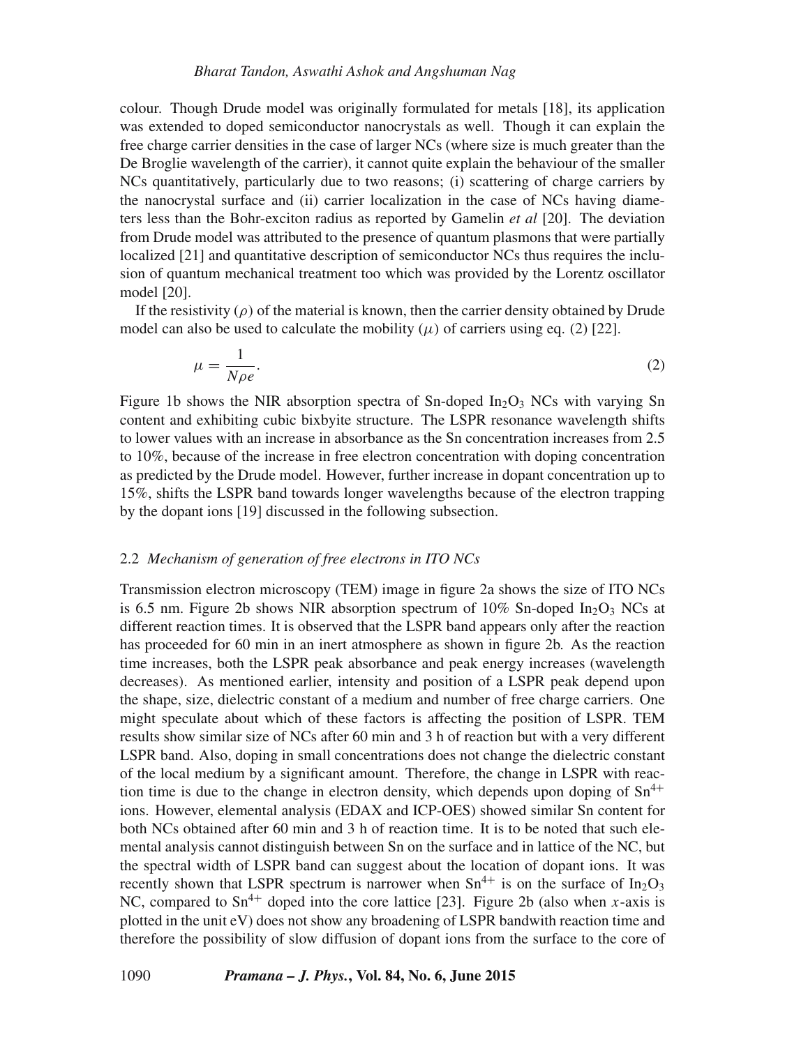colour. Though Drude model was originally formulated for metals [18], its application was extended to doped semiconductor nanocrystals as well. Though it can explain the free charge carrier densities in the case of larger NCs (where size is much greater than the De Broglie wavelength of the carrier), it cannot quite explain the behaviour of the smaller NCs quantitatively, particularly due to two reasons; (i) scattering of charge carriers by the nanocrystal surface and (ii) carrier localization in the case of NCs having diameters less than the Bohr-exciton radius as reported by Gamelin *et al* [20]. The deviation from Drude model was attributed to the presence of quantum plasmons that were partially localized [21] and quantitative description of semiconductor NCs thus requires the inclusion of quantum mechanical treatment too which was provided by the Lorentz oscillator model [20].

If the resistivity ($\rho$) of the material is known, then the carrier density obtained by Drude model can also be used to calculate the mobility ($\mu$) of carriers using eq. (2) [22].

$$\mu = \frac{1}{N\rho e}. \tag{2}$$

Figure 1b shows the NIR absorption spectra of Sn-doped $In_2O_3$ NCs with varying Sn content and exhibiting cubic bixbyite structure. The LSPR resonance wavelength shifts to lower values with an increase in absorbance as the Sn concentration increases from 2.5 to 10%, because of the increase in free electron concentration with doping concentration as predicted by the Drude model. However, further increase in dopant concentration up to 15%, shifts the LSPR band towards longer wavelengths because of the electron trapping by the dopant ions [19] discussed in the following subsection.

### 2.2 *Mechanism of generation of free electrons in ITO NCs*

Transmission electron microscopy (TEM) image in figure 2a shows the size of ITO NCs is 6.5 nm. Figure 2b shows NIR absorption spectrum of 10% Sn-doped $In_2O_3$ NCs at different reaction times. It is observed that the LSPR band appears only after the reaction has proceeded for 60 min in an inert atmosphere as shown in figure 2b. As the reaction time increases, both the LSPR peak absorbance and peak energy increases (wavelength decreases). As mentioned earlier, intensity and position of a LSPR peak depend upon the shape, size, dielectric constant of a medium and number of free charge carriers. One might speculate about which of these factors is affecting the position of LSPR. TEM results show similar size of NCs after 60 min and 3 h of reaction but with a very different LSPR band. Also, doping in small concentrations does not change the dielectric constant of the local medium by a significant amount. Therefore, the change in LSPR with reaction time is due to the change in electron density, which depends upon doping of $Sn^{4+}$ ions. However, elemental analysis (EDAX and ICP-OES) showed similar Sn content for both NCs obtained after 60 min and 3 h of reaction time. It is to be noted that such elemental analysis cannot distinguish between Sn on the surface and in lattice of the NC, but the spectral width of LSPR band can suggest about the location of dopant ions. It was recently shown that LSPR spectrum is narrower when $Sn^{4+}$ is on the surface of $In_2O_3$ NC, compared to $Sn^{4+}$ doped into the core lattice [23]. Figure 2b (also when $x$-axis is plotted in the unit eV) does not show any broadening of LSPR bandwith reaction time and therefore the possibility of slow diffusion of dopant ions from the surface to the core of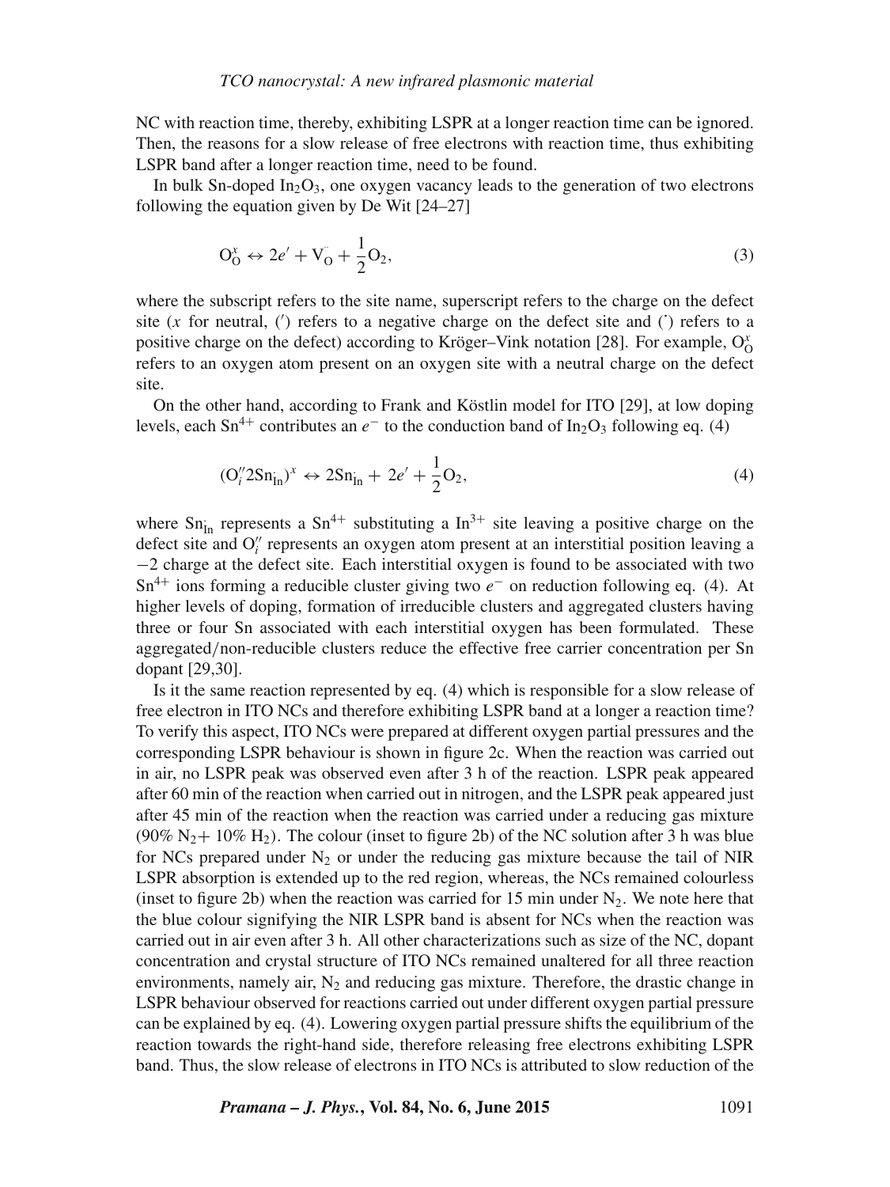NC with reaction time, thereby, exhibiting LSPR at a longer reaction time can be ignored. Then, the reasons for a slow release of free electrons with reaction time, thus exhibiting LSPR band after a longer reaction time, need to be found.

In bulk Sn-doped $In_2O_3$, one oxygen vacancy leads to the generation of two electrons following the equation given by De Wit [24–27]

$$O_O^x \leftrightarrow 2e' + V_O^{\cdot\cdot} + \frac{1}{2}O_2, \tag{3}$$

where the subscript refers to the site name, superscript refers to the charge on the defect site ($x$ for neutral, ($'$) refers to a negative charge on the defect site and ($^{\cdot}$) refers to a positive charge on the defect) according to Kröger–Vink notation [28]. For example, $O_O^x$ refers to an oxygen atom present on an oxygen site with a neutral charge on the defect site.

On the other hand, according to Frank and Köstlin model for ITO [29], at low doping levels, each $Sn^{4+}$ contributes an $e^-$ to the conduction band of $In_2O_3$ following eq. (4)

$$(O_i''2Sn_{In}^{\cdot})^x \leftrightarrow 2Sn_{In}^{\cdot} + 2e' + \frac{1}{2}O_2, \tag{4}$$

where $Sn_{In}^{\cdot}$ represents a $Sn^{4+}$ substituting a $In^{3+}$ site leaving a positive charge on the defect site and $O_i''$ represents an oxygen atom present at an interstitial position leaving a $-2$ charge at the defect site. Each interstitial oxygen is found to be associated with two $Sn^{4+}$ ions forming a reducible cluster giving two $e^-$ on reduction following eq. (4). At higher levels of doping, formation of irreducible clusters and aggregated clusters having three or four Sn associated with each interstitial oxygen has been formulated. These aggregated/non-reducible clusters reduce the effective free carrier concentration per Sn dopant [29,30].

Is it the same reaction represented by eq. (4) which is responsible for a slow release of free electron in ITO NCs and therefore exhibiting LSPR band at a longer a reaction time? To verify this aspect, ITO NCs were prepared at different oxygen partial pressures and the corresponding LSPR behaviour is shown in figure 2c. When the reaction was carried out in air, no LSPR peak was observed even after 3 h of the reaction. LSPR peak appeared after 60 min of the reaction when carried out in nitrogen, and the LSPR peak appeared just after 45 min of the reaction when the reaction was carried under a reducing gas mixture (90% $N_2$+ 10% $H_2$). The colour (inset to figure 2b) of the NC solution after 3 h was blue for NCs prepared under $N_2$ or under the reducing gas mixture because the tail of NIR LSPR absorption is extended up to the red region, whereas, the NCs remained colourless (inset to figure 2b) when the reaction was carried for 15 min under $N_2$. We note here that the blue colour signifying the NIR LSPR band is absent for NCs when the reaction was carried out in air even after 3 h. All other characterizations such as size of the NC, dopant concentration and crystal structure of ITO NCs remained unaltered for all three reaction environments, namely air, $N_2$ and reducing gas mixture. Therefore, the drastic change in LSPR behaviour observed for reactions carried out under different oxygen partial pressure can be explained by eq. (4). Lowering oxygen partial pressure shifts the equilibrium of the reaction towards the right-hand side, therefore releasing free electrons exhibiting LSPR band. Thus, the slow release of electrons in ITO NCs is attributed to slow reduction of the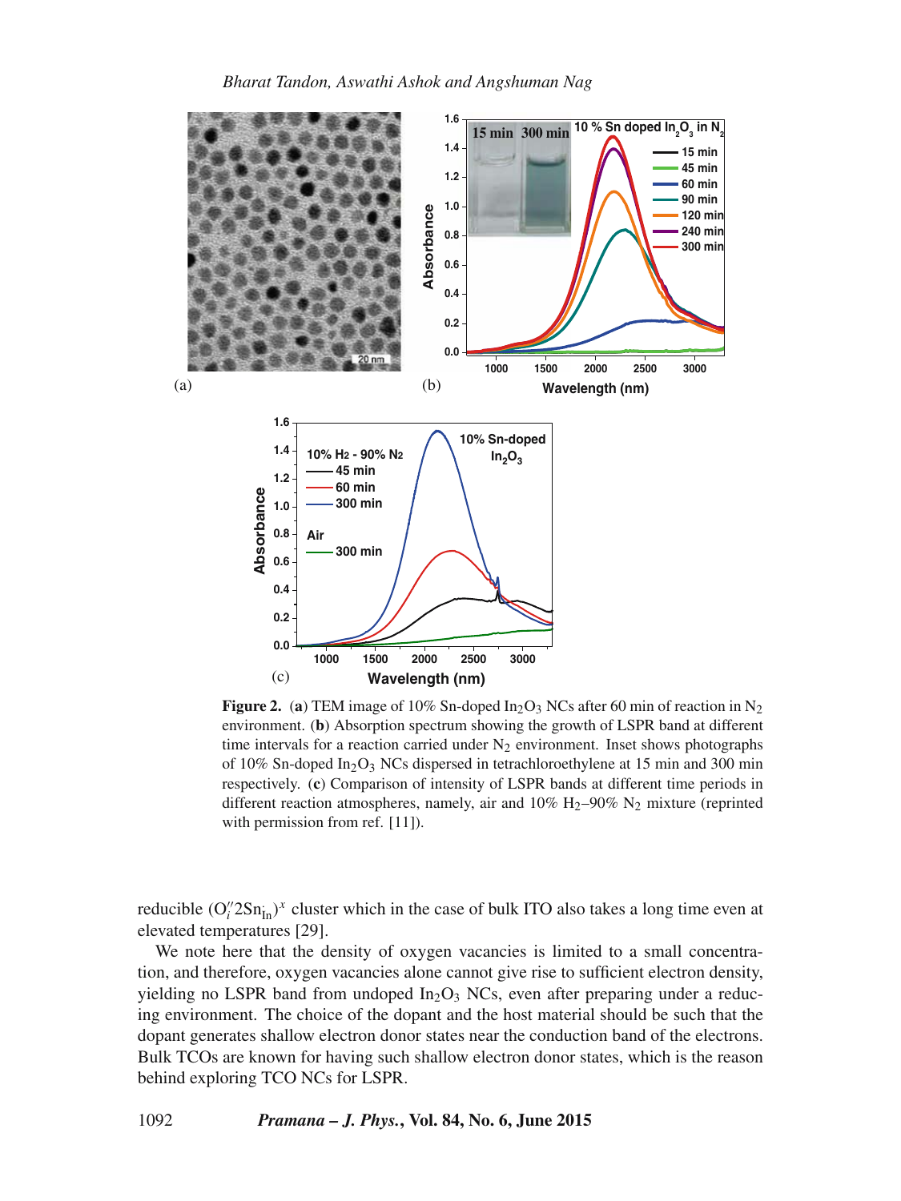**Figure 2.** (**a**) TEM image of 10% Sn-doped $In_2O_3$ NCs after 60 min of reaction in $N_2$ environment. (**b**) Absorption spectrum showing the growth of LSPR band at different time intervals for a reaction carried under $N_2$ environment. Inset shows photographs of 10% Sn-doped $In_2O_3$ NCs dispersed in tetrachloroethylene at 15 min and 300 min respectively. (**c**) Comparison of intensity of LSPR bands at different time periods in different reaction atmospheres, namely, air and 10% $H_2$–90% $N_2$ mixture (reprinted with permission from ref. [11]).

reducible $(O_i''2Sn_{In}^{\cdot})^x$ cluster which in the case of bulk ITO also takes a long time even at elevated temperatures [29].

We note here that the density of oxygen vacancies is limited to a small concentration, and therefore, oxygen vacancies alone cannot give rise to sufficient electron density, yielding no LSPR band from undoped $In_2O_3$ NCs, even after preparing under a reducing environment. The choice of the dopant and the host material should be such that the dopant generates shallow electron donor states near the conduction band of the electrons. Bulk TCOs are known for having such shallow electron donor states, which is the reason behind exploring TCO NCs for LSPR.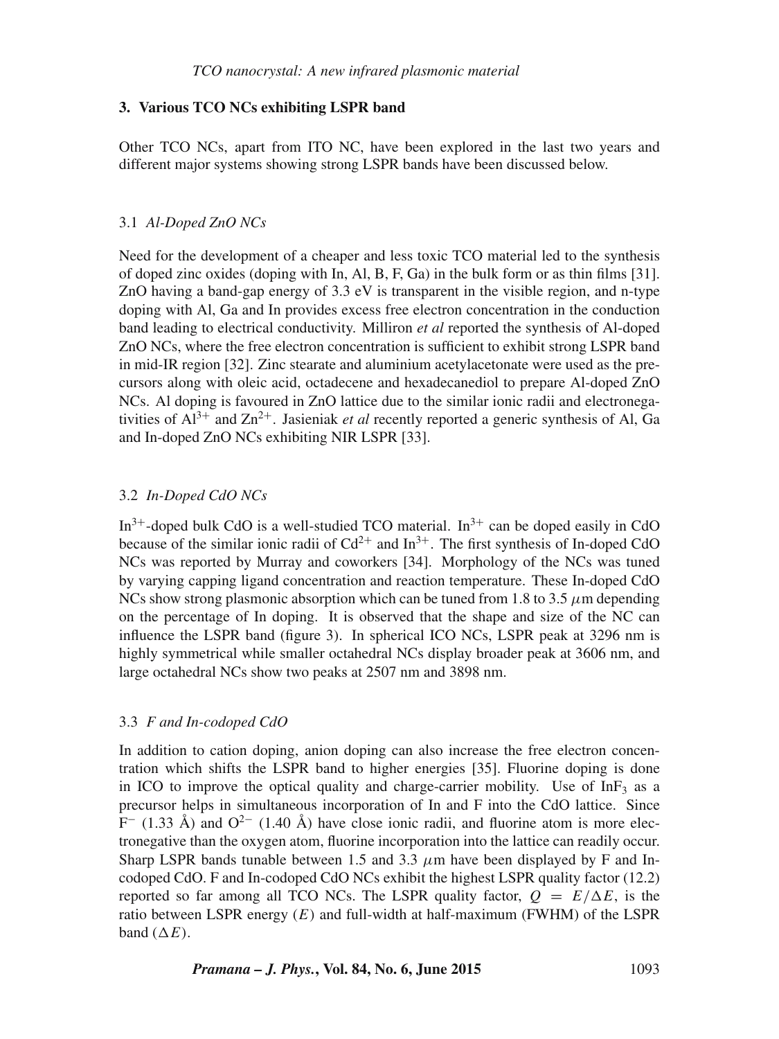## 3. Various TCO NCs exhibiting LSPR band

Other TCO NCs, apart from ITO NC, have been explored in the last two years and different major systems showing strong LSPR bands have been discussed below.

### 3.1 *Al-Doped ZnO NCs*

Need for the development of a cheaper and less toxic TCO material led to the synthesis of doped zinc oxides (doping with In, Al, B, F, Ga) in the bulk form or as thin films [31]. ZnO having a band-gap energy of 3.3 eV is transparent in the visible region, and n-type doping with Al, Ga and In provides excess free electron concentration in the conduction band leading to electrical conductivity. Milliron *et al* reported the synthesis of Al-doped ZnO NCs, where the free electron concentration is sufficient to exhibit strong LSPR band in mid-IR region [32]. Zinc stearate and aluminium acetylacetonate were used as the precursors along with oleic acid, octadecene and hexadecanediol to prepare Al-doped ZnO NCs. Al doping is favoured in ZnO lattice due to the similar ionic radii and electronegativities of $Al^{3+}$ and $Zn^{2+}$. Jasieniak *et al* recently reported a generic synthesis of Al, Ga and In-doped ZnO NCs exhibiting NIR LSPR [33].

### 3.2 *In-Doped CdO NCs*

$In^{3+}$-doped bulk CdO is a well-studied TCO material. $In^{3+}$ can be doped easily in CdO because of the similar ionic radii of $Cd^{2+}$ and $In^{3+}$. The first synthesis of In-doped CdO NCs was reported by Murray and coworkers [34]. Morphology of the NCs was tuned by varying capping ligand concentration and reaction temperature. These In-doped CdO NCs show strong plasmonic absorption which can be tuned from 1.8 to 3.5 $\mu$m depending on the percentage of In doping. It is observed that the shape and size of the NC can influence the LSPR band (figure 3). In spherical ICO NCs, LSPR peak at 3296 nm is highly symmetrical while smaller octahedral NCs display broader peak at 3606 nm, and large octahedral NCs show two peaks at 2507 nm and 3898 nm.

### 3.3 *F and In-codoped CdO*

In addition to cation doping, anion doping can also increase the free electron concentration which shifts the LSPR band to higher energies [35]. Fluorine doping is done in ICO to improve the optical quality and charge-carrier mobility. Use of $InF_3$ as a precursor helps in simultaneous incorporation of In and F into the CdO lattice. Since $F^-$ (1.33 Å) and $O^{2-}$ (1.40 Å) have close ionic radii, and fluorine atom is more electronegative than the oxygen atom, fluorine incorporation into the lattice can readily occur. Sharp LSPR bands tunable between 1.5 and 3.3 $\mu$m have been displayed by F and In-codoped CdO. F and In-codoped CdO NCs exhibit the highest LSPR quality factor (12.2) reported so far among all TCO NCs. The LSPR quality factor, $Q = E/\Delta E$, is the ratio between LSPR energy ($E$) and full-width at half-maximum (FWHM) of the LSPR band ($\Delta E$).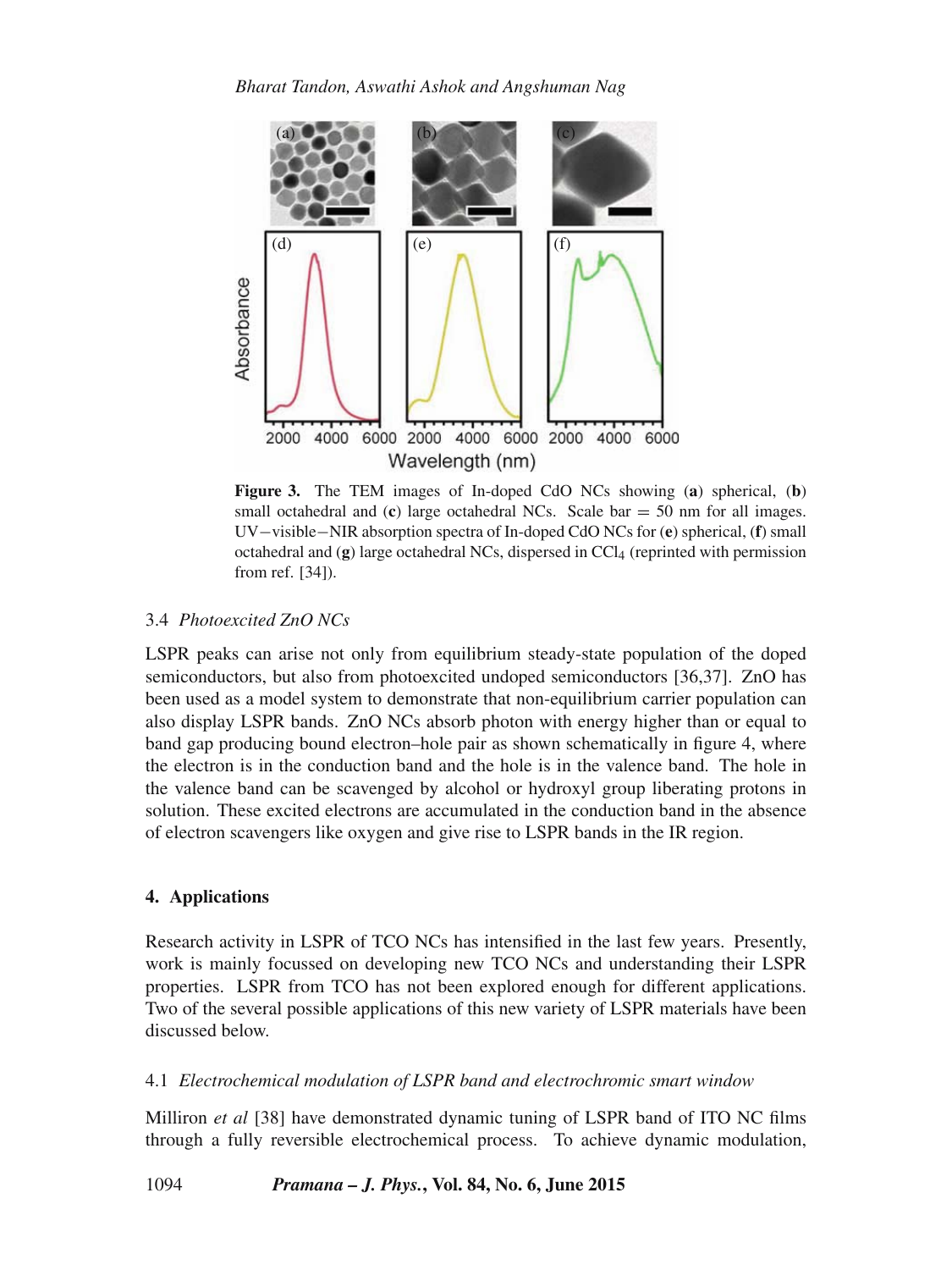**Figure 3.** The TEM images of In-doped CdO NCs showing (**a**) spherical, (**b**) small octahedral and (**c**) large octahedral NCs. Scale bar = 50 nm for all images. UV−visible−NIR absorption spectra of In-doped CdO NCs for (**e**) spherical, (**f**) small octahedral and (**g**) large octahedral NCs, dispersed in $CCl_4$ (reprinted with permission from ref. [34]).

### 3.4 *Photoexcited ZnO NCs*

LSPR peaks can arise not only from equilibrium steady-state population of the doped semiconductors, but also from photoexcited undoped semiconductors [36,37]. ZnO has been used as a model system to demonstrate that non-equilibrium carrier population can also display LSPR bands. ZnO NCs absorb photon with energy higher than or equal to band gap producing bound electron–hole pair as shown schematically in figure 4, where the electron is in the conduction band and the hole is in the valence band. The hole in the valence band can be scavenged by alcohol or hydroxyl group liberating protons in solution. These excited electrons are accumulated in the conduction band in the absence of electron scavengers like oxygen and give rise to LSPR bands in the IR region.

## 4. Applications

Research activity in LSPR of TCO NCs has intensified in the last few years. Presently, work is mainly focussed on developing new TCO NCs and understanding their LSPR properties. LSPR from TCO has not been explored enough for different applications. Two of the several possible applications of this new variety of LSPR materials have been discussed below.

### 4.1 *Electrochemical modulation of LSPR band and electrochromic smart window*

Milliron *et al* [38] have demonstrated dynamic tuning of LSPR band of ITO NC films through a fully reversible electrochemical process. To achieve dynamic modulation,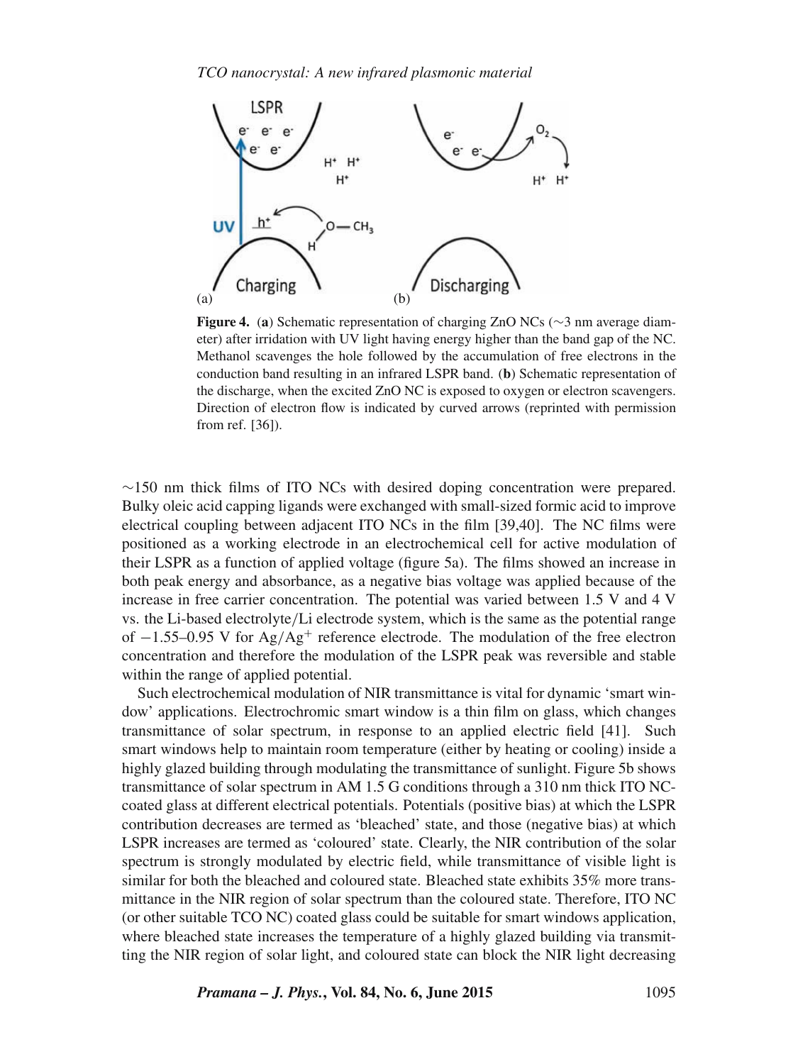**Figure 4.** (**a**) Schematic representation of charging ZnO NCs (∼3 nm average diameter) after irridation with UV light having energy higher than the band gap of the NC. Methanol scavenges the hole followed by the accumulation of free electrons in the conduction band resulting in an infrared LSPR band. (**b**) Schematic representation of the discharge, when the excited ZnO NC is exposed to oxygen or electron scavengers. Direction of electron flow is indicated by curved arrows (reprinted with permission from ref. [36]).

∼150 nm thick films of ITO NCs with desired doping concentration were prepared. Bulky oleic acid capping ligands were exchanged with small-sized formic acid to improve electrical coupling between adjacent ITO NCs in the film [39,40]. The NC films were positioned as a working electrode in an electrochemical cell for active modulation of their LSPR as a function of applied voltage (figure 5a). The films showed an increase in both peak energy and absorbance, as a negative bias voltage was applied because of the increase in free carrier concentration. The potential was varied between 1.5 V and 4 V vs. the Li-based electrolyte/Li electrode system, which is the same as the potential range of −1.55–0.95 V for $Ag/Ag^{+}$ reference electrode. The modulation of the free electron concentration and therefore the modulation of the LSPR peak was reversible and stable within the range of applied potential.

Such electrochemical modulation of NIR transmittance is vital for dynamic 'smart window' applications. Electrochromic smart window is a thin film on glass, which changes transmittance of solar spectrum, in response to an applied electric field [41]. Such smart windows help to maintain room temperature (either by heating or cooling) inside a highly glazed building through modulating the transmittance of sunlight. Figure 5b shows transmittance of solar spectrum in AM 1.5 G conditions through a 310 nm thick ITO NC-coated glass at different electrical potentials. Potentials (positive bias) at which the LSPR contribution decreases are termed as 'bleached' state, and those (negative bias) at which LSPR increases are termed as 'coloured' state. Clearly, the NIR contribution of the solar spectrum is strongly modulated by electric field, while transmittance of visible light is similar for both the bleached and coloured state. Bleached state exhibits 35% more transmittance in the NIR region of solar spectrum than the coloured state. Therefore, ITO NC (or other suitable TCO NC) coated glass could be suitable for smart windows application, where bleached state increases the temperature of a highly glazed building via transmitting the NIR region of solar light, and coloured state can block the NIR light decreasing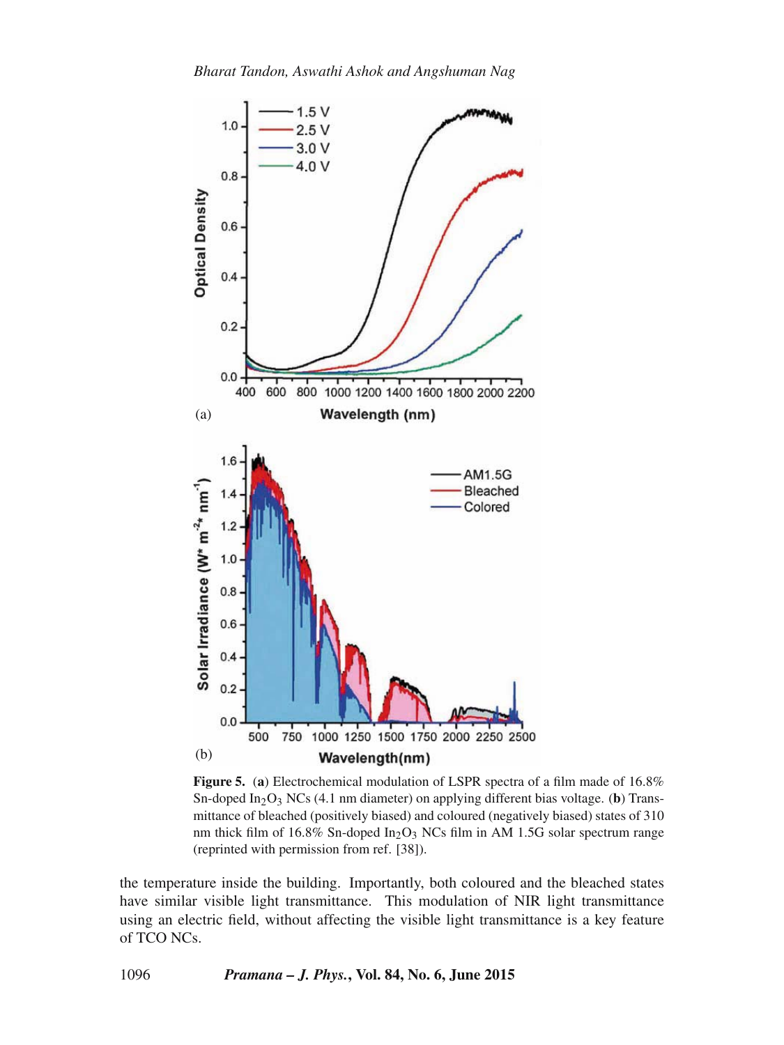**Figure 5.** (**a**) Electrochemical modulation of LSPR spectra of a film made of 16.8% Sn-doped $In_2O_3$ NCs (4.1 nm diameter) on applying different bias voltage. (**b**) Transmittance of bleached (positively biased) and coloured (negatively biased) states of 310 nm thick film of 16.8% Sn-doped $In_2O_3$ NCs film in AM 1.5G solar spectrum range (reprinted with permission from ref. [38]).

the temperature inside the building. Importantly, both coloured and the bleached states have similar visible light transmittance. This modulation of NIR light transmittance using an electric field, without affecting the visible light transmittance is a key feature of TCO NCs.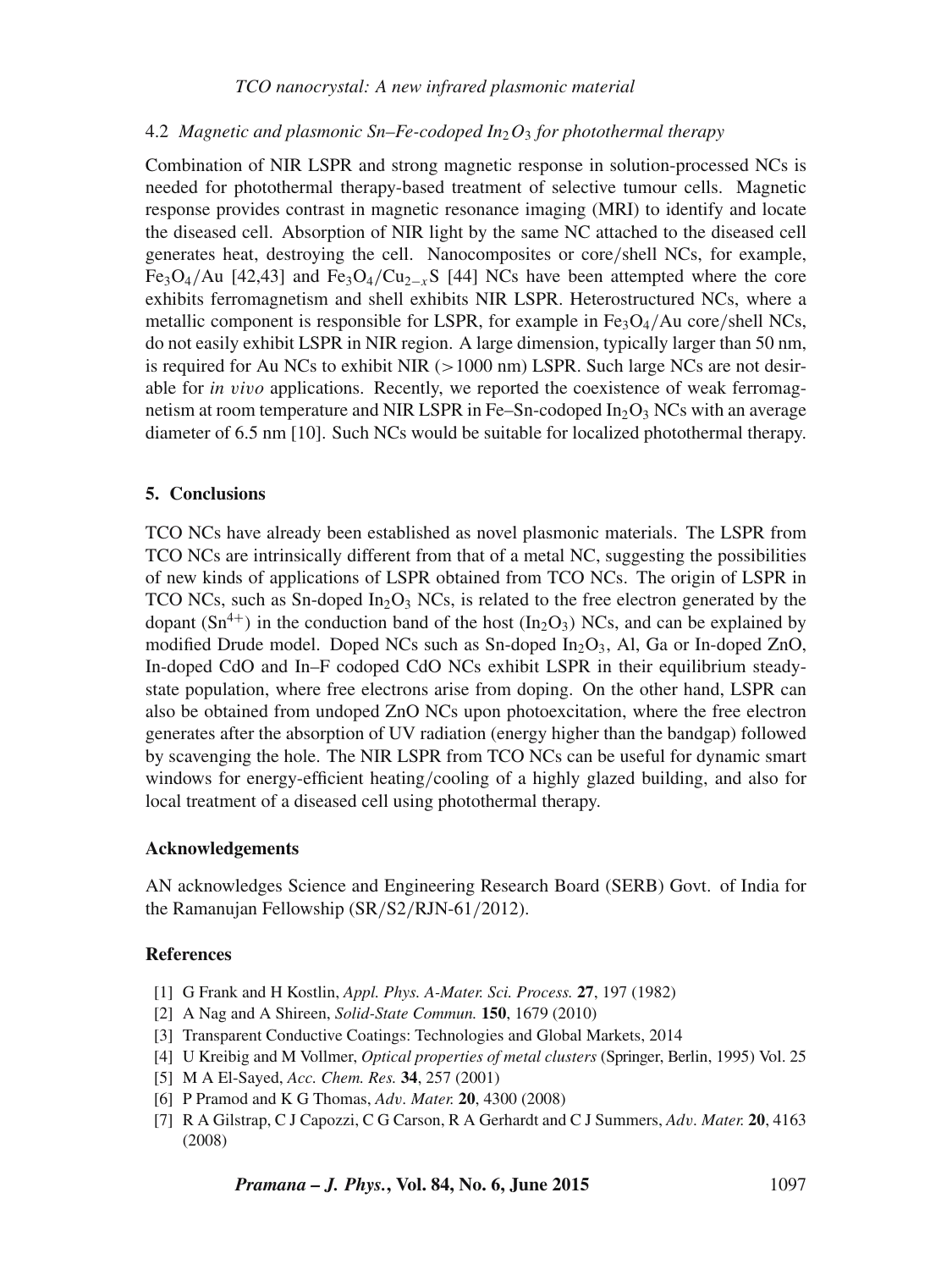### 4.2 *Magnetic and plasmonic Sn–Fe-codoped $In_2O_3$ for photothermal therapy*

Combination of NIR LSPR and strong magnetic response in solution-processed NCs is needed for photothermal therapy-based treatment of selective tumour cells. Magnetic response provides contrast in magnetic resonance imaging (MRI) to identify and locate the diseased cell. Absorption of NIR light by the same NC attached to the diseased cell generates heat, destroying the cell. Nanocomposites or core/shell NCs, for example, $Fe_3O_4$/Au [42,43] and $Fe_3O_4/Cu_{2-x}S$ [44] NCs have been attempted where the core exhibits ferromagnetism and shell exhibits NIR LSPR. Heterostructured NCs, where a metallic component is responsible for LSPR, for example in $Fe_3O_4$/Au core/shell NCs, do not easily exhibit LSPR in NIR region. A large dimension, typically larger than 50 nm, is required for Au NCs to exhibit NIR (>1000 nm) LSPR. Such large NCs are not desirable for *in vivo* applications. Recently, we reported the coexistence of weak ferromagnetism at room temperature and NIR LSPR in Fe–Sn-codoped $In_2O_3$ NCs with an average diameter of 6.5 nm [10]. Such NCs would be suitable for localized photothermal therapy.

## 5. Conclusions

TCO NCs have already been established as novel plasmonic materials. The LSPR from TCO NCs are intrinsically different from that of a metal NC, suggesting the possibilities of new kinds of applications of LSPR obtained from TCO NCs. The origin of LSPR in TCO NCs, such as Sn-doped $In_2O_3$ NCs, is related to the free electron generated by the dopant ($Sn^{4+}$) in the conduction band of the host ($In_2O_3$) NCs, and can be explained by modified Drude model. Doped NCs such as Sn-doped $In_2O_3$, Al, Ga or In-doped ZnO, In-doped CdO and In–F codoped CdO NCs exhibit LSPR in their equilibrium steady-state population, where free electrons arise from doping. On the other hand, LSPR can also be obtained from undoped ZnO NCs upon photoexcitation, where the free electron generates after the absorption of UV radiation (energy higher than the bandgap) followed by scavenging the hole. The NIR LSPR from TCO NCs can be useful for dynamic smart windows for energy-efficient heating/cooling of a highly glazed building, and also for local treatment of a diseased cell using photothermal therapy.

### Acknowledgements

AN acknowledges Science and Engineering Research Board (SERB) Govt. of India for the Ramanujan Fellowship (SR/S2/RJN-61/2012).

### References

[1] G Frank and H Kostlin, *Appl. Phys. A-Mater. Sci. Process.* **27**, 197 (1982)
[2] A Nag and A Shireen, *Solid-State Commun.* **150**, 1679 (2010)
[3] Transparent Conductive Coatings: Technologies and Global Markets, 2014
[4] U Kreibig and M Vollmer, *Optical properties of metal clusters* (Springer, Berlin, 1995) Vol. 25
[5] M A El-Sayed, *Acc. Chem. Res.* **34**, 257 (2001)
[6] P Pramod and K G Thomas, *Adv. Mater.* **20**, 4300 (2008)
[7] R A Gilstrap, C J Capozzi, C G Carson, R A Gerhardt and C J Summers, *Adv. Mater.* **20**, 4163 (2008)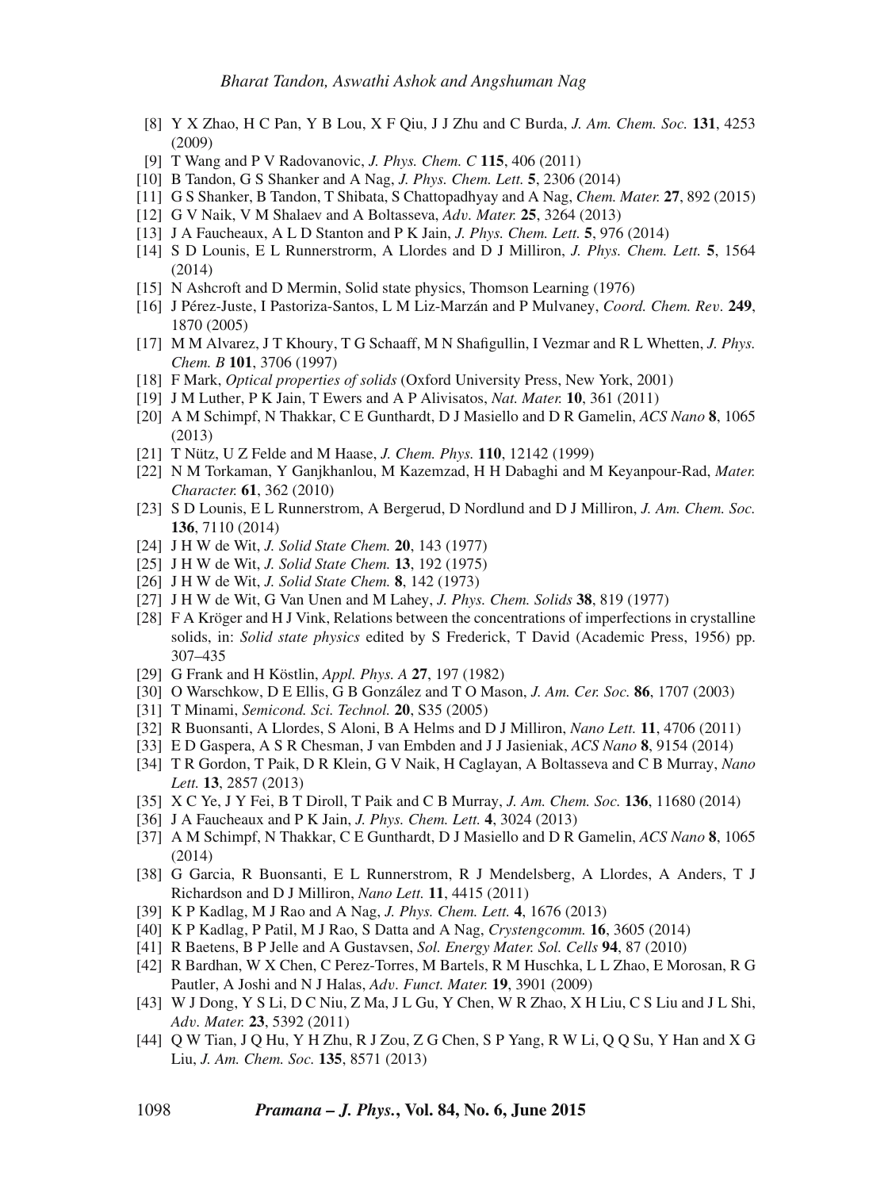[8] Y X Zhao, H C Pan, Y B Lou, X F Qiu, J J Zhu and C Burda, *J. Am. Chem. Soc.* **131**, 4253 (2009)

[9] T Wang and P V Radovanovic, *J. Phys. Chem. C* **115**, 406 (2011)

[10] B Tandon, G S Shanker and A Nag, *J. Phys. Chem. Lett.* **5**, 2306 (2014)

[11] G S Shanker, B Tandon, T Shibata, S Chattopadhyay and A Nag, *Chem. Mater.* **27**, 892 (2015)

[12] G V Naik, V M Shalaev and A Boltasseva, *Adv. Mater.* **25**, 3264 (2013)

[13] J A Faucheaux, A L D Stanton and P K Jain, *J. Phys. Chem. Lett.* **5**, 976 (2014)

[14] S D Lounis, E L Runnerstrorm, A Llordes and D J Milliron, *J. Phys. Chem. Lett.* **5**, 1564 (2014)

[15] N Ashcroft and D Mermin, Solid state physics, Thomson Learning (1976)

[16] J Pérez-Juste, I Pastoriza-Santos, L M Liz-Marzán and P Mulvaney, *Coord. Chem. Rev.* **249**, 1870 (2005)

[17] M M Alvarez, J T Khoury, T G Schaaff, M N Shafigullin, I Vezmar and R L Whetten, *J. Phys. Chem. B* **101**, 3706 (1997)

[18] F Mark, *Optical properties of solids* (Oxford University Press, New York, 2001)

[19] J M Luther, P K Jain, T Ewers and A P Alivisatos, *Nat. Mater.* **10**, 361 (2011)

[20] A M Schimpf, N Thakkar, C E Gunthardt, D J Masiello and D R Gamelin, *ACS Nano* **8**, 1065 (2013)

[21] T Nütz, U Z Felde and M Haase, *J. Chem. Phys.* **110**, 12142 (1999)

[22] N M Torkaman, Y Ganjkhanlou, M Kazemzad, H H Dabaghi and M Keyanpour-Rad, *Mater. Character.* **61**, 362 (2010)

[23] S D Lounis, E L Runnerstrom, A Bergerud, D Nordlund and D J Milliron, *J. Am. Chem. Soc.* **136**, 7110 (2014)

[24] J H W de Wit, *J. Solid State Chem.* **20**, 143 (1977)

[25] J H W de Wit, *J. Solid State Chem.* **13**, 192 (1975)

[26] J H W de Wit, *J. Solid State Chem.* **8**, 142 (1973)

[27] J H W de Wit, G Van Unen and M Lahey, *J. Phys. Chem. Solids* **38**, 819 (1977)

[28] F A Kröger and H J Vink, Relations between the concentrations of imperfections in crystalline solids, in: *Solid state physics* edited by S Frederick, T David (Academic Press, 1956) pp. 307–435

[29] G Frank and H Köstlin, *Appl. Phys. A* **27**, 197 (1982)

[30] O Warschkow, D E Ellis, G B González and T O Mason, *J. Am. Cer. Soc.* **86**, 1707 (2003)

[31] T Minami, *Semicond. Sci. Technol.* **20**, S35 (2005)

[32] R Buonsanti, A Llordes, S Aloni, B A Helms and D J Milliron, *Nano Lett.* **11**, 4706 (2011)

[33] E D Gaspera, A S R Chesman, J van Embden and J J Jasieniak, *ACS Nano* **8**, 9154 (2014)

[34] T R Gordon, T Paik, D R Klein, G V Naik, H Caglayan, A Boltasseva and C B Murray, *Nano Lett.* **13**, 2857 (2013)

[35] X C Ye, J Y Fei, B T Diroll, T Paik and C B Murray, *J. Am. Chem. Soc.* **136**, 11680 (2014)

[36] J A Faucheaux and P K Jain, *J. Phys. Chem. Lett.* **4**, 3024 (2013)

[37] A M Schimpf, N Thakkar, C E Gunthardt, D J Masiello and D R Gamelin, *ACS Nano* **8**, 1065 (2014)

[38] G Garcia, R Buonsanti, E L Runnerstrom, R J Mendelsberg, A Llordes, A Anders, T J Richardson and D J Milliron, *Nano Lett.* **11**, 4415 (2011)

[39] K P Kadlag, M J Rao and A Nag, *J. Phys. Chem. Lett.* **4**, 1676 (2013)

[40] K P Kadlag, P Patil, M J Rao, S Datta and A Nag, *Crystengcomm.* **16**, 3605 (2014)

[41] R Baetens, B P Jelle and A Gustavsen, *Sol. Energy Mater. Sol. Cells* **94**, 87 (2010)

[42] R Bardhan, W X Chen, C Perez-Torres, M Bartels, R M Huschka, L L Zhao, E Morosan, R G Pautler, A Joshi and N J Halas, *Adv. Funct. Mater.* **19**, 3901 (2009)

[43] W J Dong, Y S Li, D C Niu, Z Ma, J L Gu, Y Chen, W R Zhao, X H Liu, C S Liu and J L Shi, *Adv. Mater.* **23**, 5392 (2011)

[44] Q W Tian, J Q Hu, Y H Zhu, R J Zou, Z G Chen, S P Yang, R W Li, Q Q Su, Y Han and X G Liu, *J. Am. Chem. Soc.* **135**, 8571 (2013)